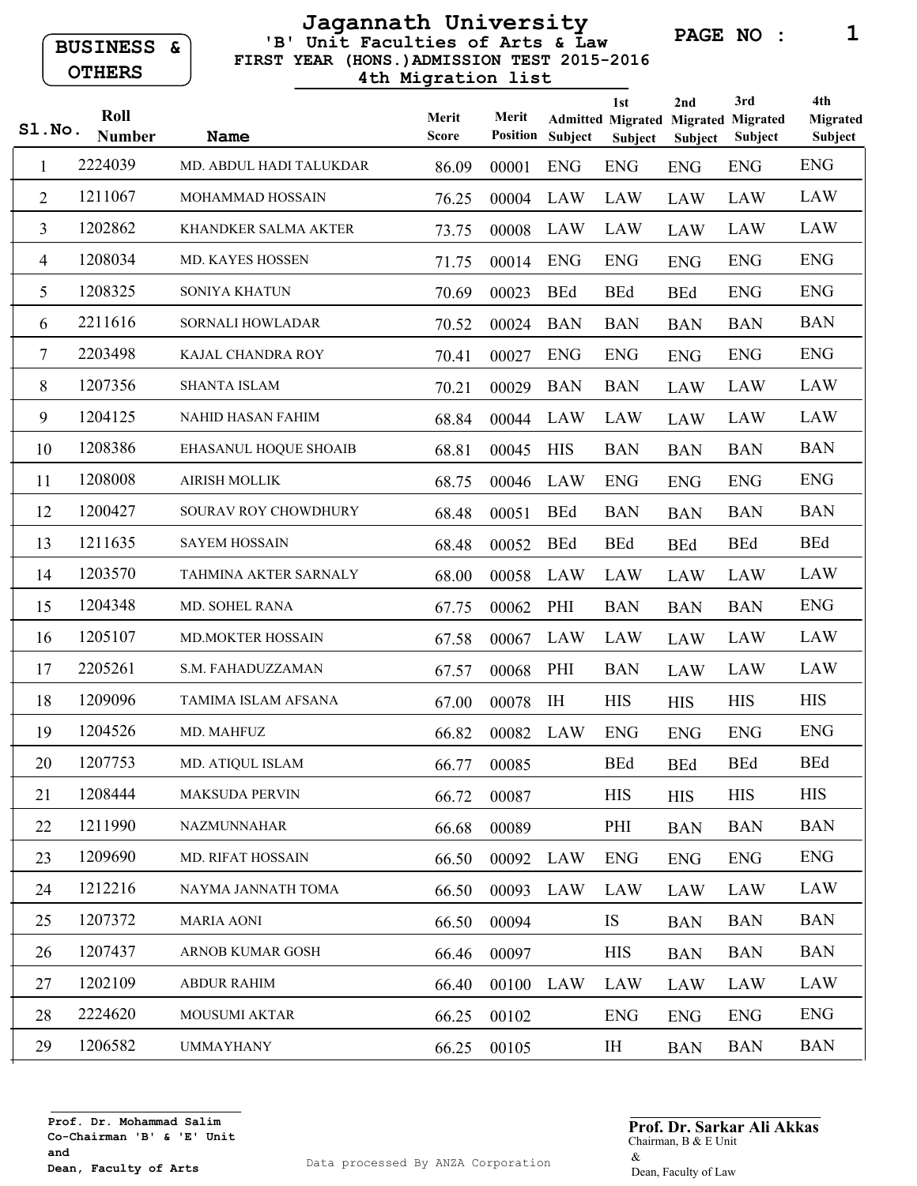# Jagannath University

**BUSINESS & OTHERS**

## 'B' Unit Faculties of Arts & Law

### FIRST YEAR (HONS.) ADMISSION TEST 2015-2016

### 4th Migration list

| Sl.No. | Roll Number | Name | Merit Score | Merit Position | Admitted Subject | 1st Migrated Subject | 2nd Migrated Subject | 3rd Migrated Subject | 4th Migrated Subject |
|---|---|---|---|---|---|---|---|---|---|
| 1 | 2224039 | MD. ABDUL HADI TALUKDAR | 86.09 | 00001 | ENG | ENG | ENG | ENG | ENG |
| 2 | 1211067 | MOHAMMAD HOSSAIN | 76.25 | 00004 | LAW | LAW | LAW | LAW | LAW |
| 3 | 1202862 | KHANDKER SALMA AKTER | 73.75 | 00008 | LAW | LAW | LAW | LAW | LAW |
| 4 | 1208034 | MD. KAYES HOSSEN | 71.75 | 00014 | ENG | ENG | ENG | ENG | ENG |
| 5 | 1208325 | SONIYA KHATUN | 70.69 | 00023 | BEd | BEd | BEd | ENG | ENG |
| 6 | 2211616 | SORNALI HOWLADAR | 70.52 | 00024 | BAN | BAN | BAN | BAN | BAN |
| 7 | 2203498 | KAJAL CHANDRA ROY | 70.41 | 00027 | ENG | ENG | ENG | ENG | ENG |
| 8 | 1207356 | SHANTA ISLAM | 70.21 | 00029 | BAN | BAN | LAW | LAW | LAW |
| 9 | 1204125 | NAHID HASAN FAHIM | 68.84 | 00044 | LAW | LAW | LAW | LAW | LAW |
| 10 | 1208386 | EHASANUL HOQUE SHOAIB | 68.81 | 00045 | HIS | BAN | BAN | BAN | BAN |
| 11 | 1208008 | AIRISH MOLLIK | 68.75 | 00046 | LAW | ENG | ENG | ENG | ENG |
| 12 | 1200427 | SOURAV ROY CHOWDHURY | 68.48 | 00051 | BEd | BAN | BAN | BAN | BAN |
| 13 | 1211635 | SAYEM HOSSAIN | 68.48 | 00052 | BEd | BEd | BEd | BEd | BEd |
| 14 | 1203570 | TAHMINA AKTER SARNALY | 68.00 | 00058 | LAW | LAW | LAW | LAW | LAW |
| 15 | 1204348 | MD. SOHEL RANA | 67.75 | 00062 | PHI | BAN | BAN | BAN | ENG |
| 16 | 1205107 | MD.MOKTER HOSSAIN | 67.58 | 00067 | LAW | LAW | LAW | LAW | LAW |
| 17 | 2205261 | S.M. FAHADUZZAMAN | 67.57 | 00068 | PHI | BAN | LAW | LAW | LAW |
| 18 | 1209096 | TAMIMA ISLAM AFSANA | 67.00 | 00078 | IH | HIS | HIS | HIS | HIS |
| 19 | 1204526 | MD. MAHFUZ | 66.82 | 00082 | LAW | ENG | ENG | ENG | ENG |
| 20 | 1207753 | MD. ATIQUL ISLAM | 66.77 | 00085 | | BEd | BEd | BEd | BEd |
| 21 | 1208444 | MAKSUDA PERVIN | 66.72 | 00087 | | HIS | HIS | HIS | HIS |
| 22 | 1211990 | NAZMUNNAHAR | 66.68 | 00089 | | PHI | BAN | BAN | BAN |
| 23 | 1209690 | MD. RIFAT HOSSAIN | 66.50 | 00092 | LAW | ENG | ENG | ENG | ENG |
| 24 | 1212216 | NAYMA JANNATH TOMA | 66.50 | 00093 | LAW | LAW | LAW | LAW | LAW |
| 25 | 1207372 | MARIA AONI | 66.50 | 00094 | | IS | BAN | BAN | BAN |
| 26 | 1207437 | ARNOB KUMAR GOSH | 66.46 | 00097 | | HIS | BAN | BAN | BAN |
| 27 | 1202109 | ABDUR RAHIM | 66.40 | 00100 | LAW | LAW | LAW | LAW | LAW |
| 28 | 2224620 | MOUSUMI AKTAR | 66.25 | 00102 | | ENG | ENG | ENG | ENG |
| 29 | 1206582 | UMMAYHANY | 66.25 | 00105 | | IH | BAN | BAN | BAN |

**Prof. Dr. Mohammad Salim**
**Co-Chairman 'B' & 'E' Unit**
**and**
**Dean, Faculty of Arts**

Data processed By ANZA Corporation

**Prof. Dr. Sarkar Ali Akkas**
Chairman, B & E Unit
&
Dean, Faculty of Law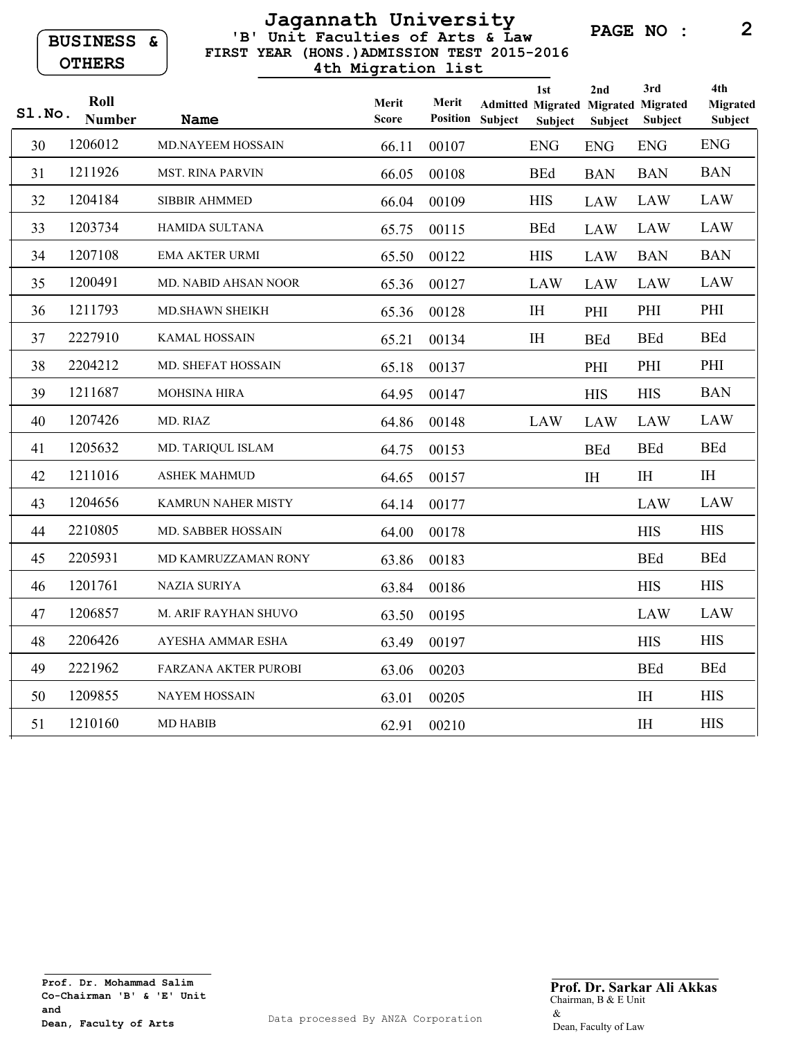BUSINESS & OTHERS

# Jagannath University

## 'B' Unit Faculties of Arts & Law

### FIRST YEAR (HONS.)ADMISSION TEST 2015-2016

### 4th Migration list

| Sl.No. | Roll Number | Name | Merit Score | Merit Position | Admitted Subject | 1st Migrated Subject | 2nd Migrated Subject | 3rd Migrated Subject | 4th Migrated Subject |
|---|---|---|---|---|---|---|---|---|---|
| 30 | 1206012 | MD.NAYEEM HOSSAIN | 66.11 | 00107 | | ENG | ENG | ENG | ENG |
| 31 | 1211926 | MST. RINA PARVIN | 66.05 | 00108 | | BEd | BAN | BAN | BAN |
| 32 | 1204184 | SIBBIR AHMMED | 66.04 | 00109 | | HIS | LAW | LAW | LAW |
| 33 | 1203734 | HAMIDA SULTANA | 65.75 | 00115 | | BEd | LAW | LAW | LAW |
| 34 | 1207108 | EMA AKTER URMI | 65.50 | 00122 | | HIS | LAW | BAN | BAN |
| 35 | 1200491 | MD. NABID AHSAN NOOR | 65.36 | 00127 | | LAW | LAW | LAW | LAW |
| 36 | 1211793 | MD.SHAWN SHEIKH | 65.36 | 00128 | | IH | PHI | PHI | PHI |
| 37 | 2227910 | KAMAL HOSSAIN | 65.21 | 00134 | | IH | BEd | BEd | BEd |
| 38 | 2204212 | MD. SHEFAT HOSSAIN | 65.18 | 00137 | | | PHI | PHI | PHI |
| 39 | 1211687 | MOHSINA HIRA | 64.95 | 00147 | | | HIS | HIS | BAN |
| 40 | 1207426 | MD. RIAZ | 64.86 | 00148 | | LAW | LAW | LAW | LAW |
| 41 | 1205632 | MD. TARIQUL ISLAM | 64.75 | 00153 | | | BEd | BEd | BEd |
| 42 | 1211016 | ASHEK MAHMUD | 64.65 | 00157 | | | IH | IH | IH |
| 43 | 1204656 | KAMRUN NAHER MISTY | 64.14 | 00177 | | | | LAW | LAW |
| 44 | 2210805 | MD. SABBER HOSSAIN | 64.00 | 00178 | | | | HIS | HIS |
| 45 | 2205931 | MD KAMRUZZAMAN RONY | 63.86 | 00183 | | | | BEd | BEd |
| 46 | 1201761 | NAZIA SURIYA | 63.84 | 00186 | | | | HIS | HIS |
| 47 | 1206857 | M. ARIF RAYHAN SHUVO | 63.50 | 00195 | | | | LAW | LAW |
| 48 | 2206426 | AYESHA AMMAR ESHA | 63.49 | 00197 | | | | HIS | HIS |
| 49 | 2221962 | FARZANA AKTER PUROBI | 63.06 | 00203 | | | | BEd | BEd |
| 50 | 1209855 | NAYEM HOSSAIN | 63.01 | 00205 | | | | IH | HIS |
| 51 | 1210160 | MD HABIB | 62.91 | 00210 | | | | IH | HIS |

**Prof. Dr. Mohammad Salim**
Co-Chairman 'B' & 'E' Unit
and
Dean, Faculty of Arts

Data processed By ANZA Corporation

**Prof. Dr. Sarkar Ali Akkas**
Chairman, B & E Unit
&
Dean, Faculty of Law